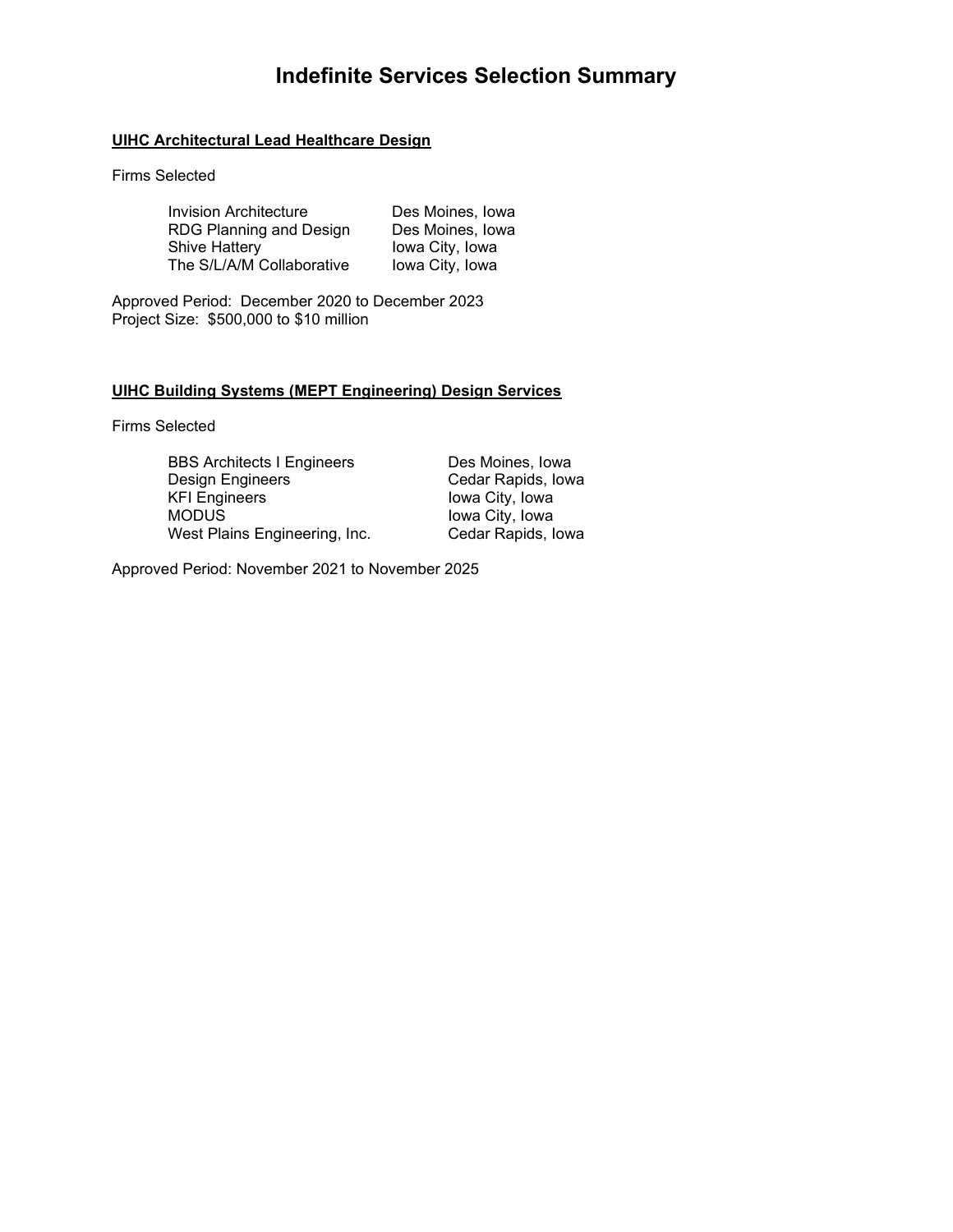# Indefinite Services Selection Summary

**UIHC Architectural Lead Healthcare Design**

Firms Selected

| | |
|---|---|
| Invision Architecture | Des Moines, Iowa |
| RDG Planning and Design | Des Moines, Iowa |
| Shive Hattery | Iowa City, Iowa |
| The S/L/A/M Collaborative | Iowa City, Iowa |

Approved Period: December 2020 to December 2023
Project Size: $500,000 to $10 million

**UIHC Building Systems (MEPT Engineering) Design Services**

Firms Selected

| | |
|---|---|
| BBS Architects I Engineers | Des Moines, Iowa |
| Design Engineers | Cedar Rapids, Iowa |
| KFI Engineers | Iowa City, Iowa |
| MODUS | Iowa City, Iowa |
| West Plains Engineering, Inc. | Cedar Rapids, Iowa |

Approved Period: November 2021 to November 2025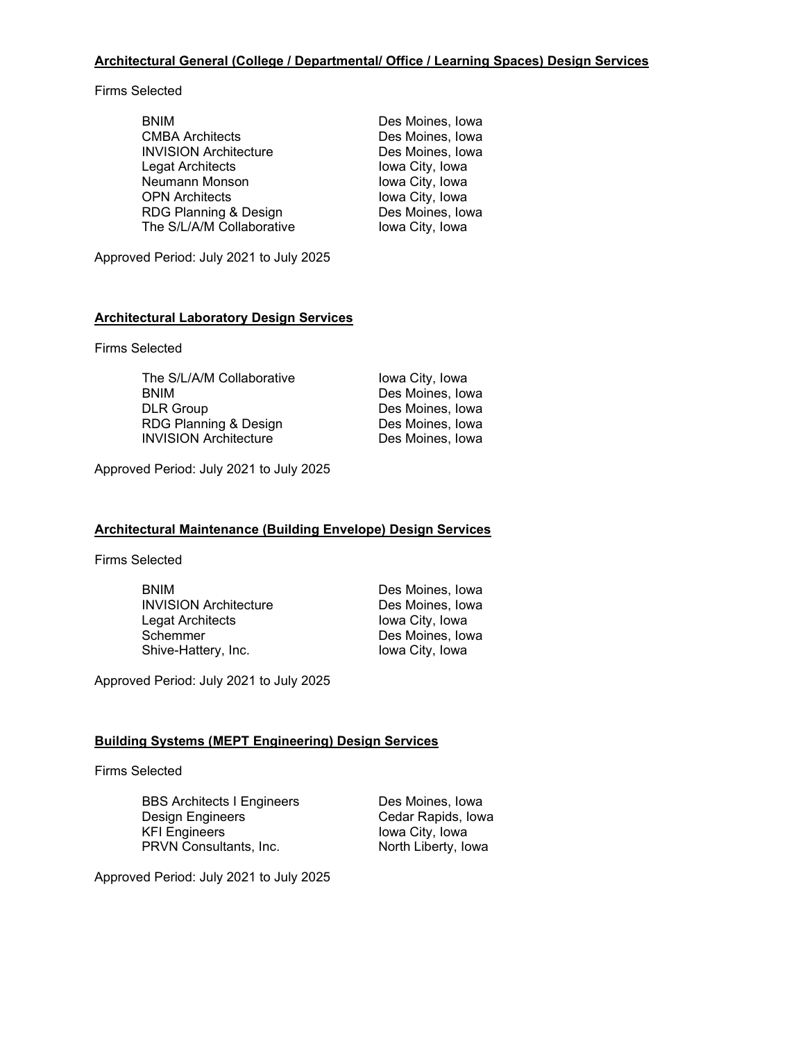**Architectural General (College / Departmental/ Office / Learning Spaces) Design Services**

Firms Selected

| | |
|---|---|
| BNIM | Des Moines, Iowa |
| CMBA Architects | Des Moines, Iowa |
| INVISION Architecture | Des Moines, Iowa |
| Legat Architects | Iowa City, Iowa |
| Neumann Monson | Iowa City, Iowa |
| OPN Architects | Iowa City, Iowa |
| RDG Planning & Design | Des Moines, Iowa |
| The S/L/A/M Collaborative | Iowa City, Iowa |

Approved Period: July 2021 to July 2025

**Architectural Laboratory Design Services**

Firms Selected

| | |
|---|---|
| The S/L/A/M Collaborative | Iowa City, Iowa |
| BNIM | Des Moines, Iowa |
| DLR Group | Des Moines, Iowa |
| RDG Planning & Design | Des Moines, Iowa |
| INVISION Architecture | Des Moines, Iowa |

Approved Period: July 2021 to July 2025

**Architectural Maintenance (Building Envelope) Design Services**

Firms Selected

| | |
|---|---|
| BNIM | Des Moines, Iowa |
| INVISION Architecture | Des Moines, Iowa |
| Legat Architects | Iowa City, Iowa |
| Schemmer | Des Moines, Iowa |
| Shive-Hattery, Inc. | Iowa City, Iowa |

Approved Period: July 2021 to July 2025

**Building Systems (MEPT Engineering) Design Services**

Firms Selected

| | |
|---|---|
| BBS Architects I Engineers | Des Moines, Iowa |
| Design Engineers | Cedar Rapids, Iowa |
| KFI Engineers | Iowa City, Iowa |
| PRVN Consultants, Inc. | North Liberty, Iowa |

Approved Period: July 2021 to July 2025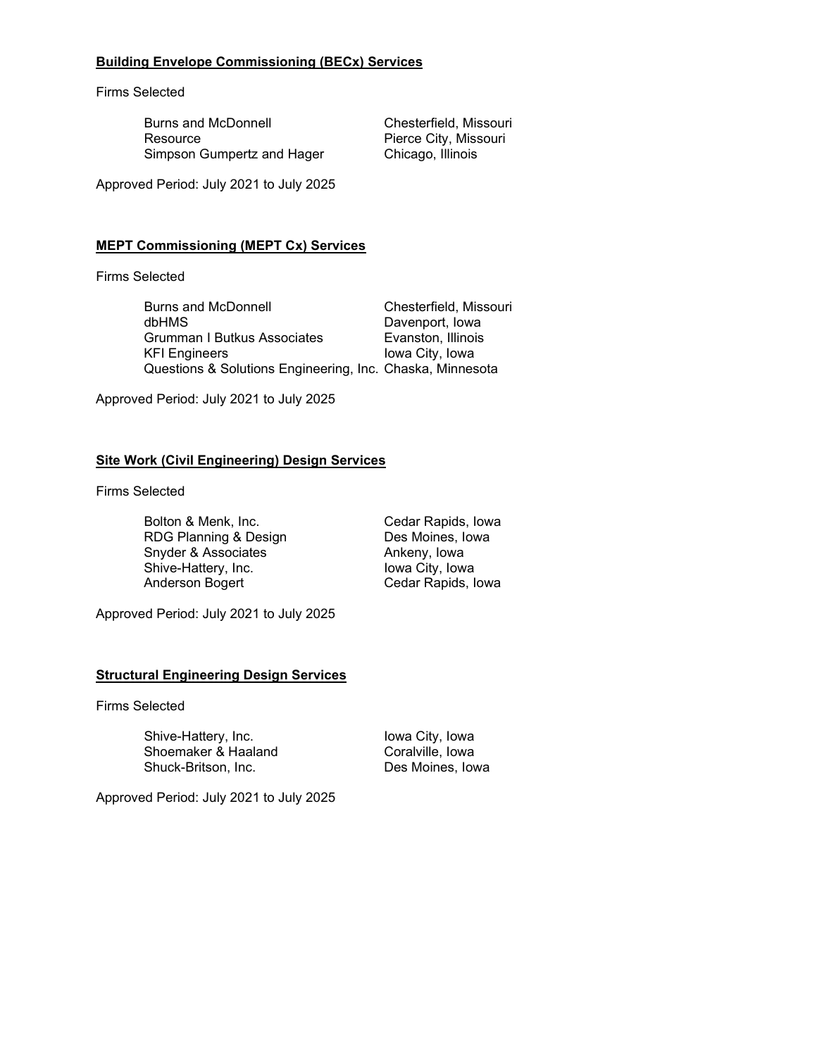**Building Envelope Commissioning (BECx) Services**

Firms Selected

| | |
|---|---|
| Burns and McDonnell | Chesterfield, Missouri |
| Resource | Pierce City, Missouri |
| Simpson Gumpertz and Hager | Chicago, Illinois |

Approved Period: July 2021 to July 2025

**MEPT Commissioning (MEPT Cx) Services**

Firms Selected

| | |
|---|---|
| Burns and McDonnell | Chesterfield, Missouri |
| dbHMS | Davenport, Iowa |
| Grumman I Butkus Associates | Evanston, Illinois |
| KFI Engineers | Iowa City, Iowa |
| Questions & Solutions Engineering, Inc. | Chaska, Minnesota |

Approved Period: July 2021 to July 2025

**Site Work (Civil Engineering) Design Services**

Firms Selected

| | |
|---|---|
| Bolton & Menk, Inc. | Cedar Rapids, Iowa |
| RDG Planning & Design | Des Moines, Iowa |
| Snyder & Associates | Ankeny, Iowa |
| Shive-Hattery, Inc. | Iowa City, Iowa |
| Anderson Bogert | Cedar Rapids, Iowa |

Approved Period: July 2021 to July 2025

**Structural Engineering Design Services**

Firms Selected

| | |
|---|---|
| Shive-Hattery, Inc. | Iowa City, Iowa |
| Shoemaker & Haaland | Coralville, Iowa |
| Shuck-Britson, Inc. | Des Moines, Iowa |

Approved Period: July 2021 to July 2025